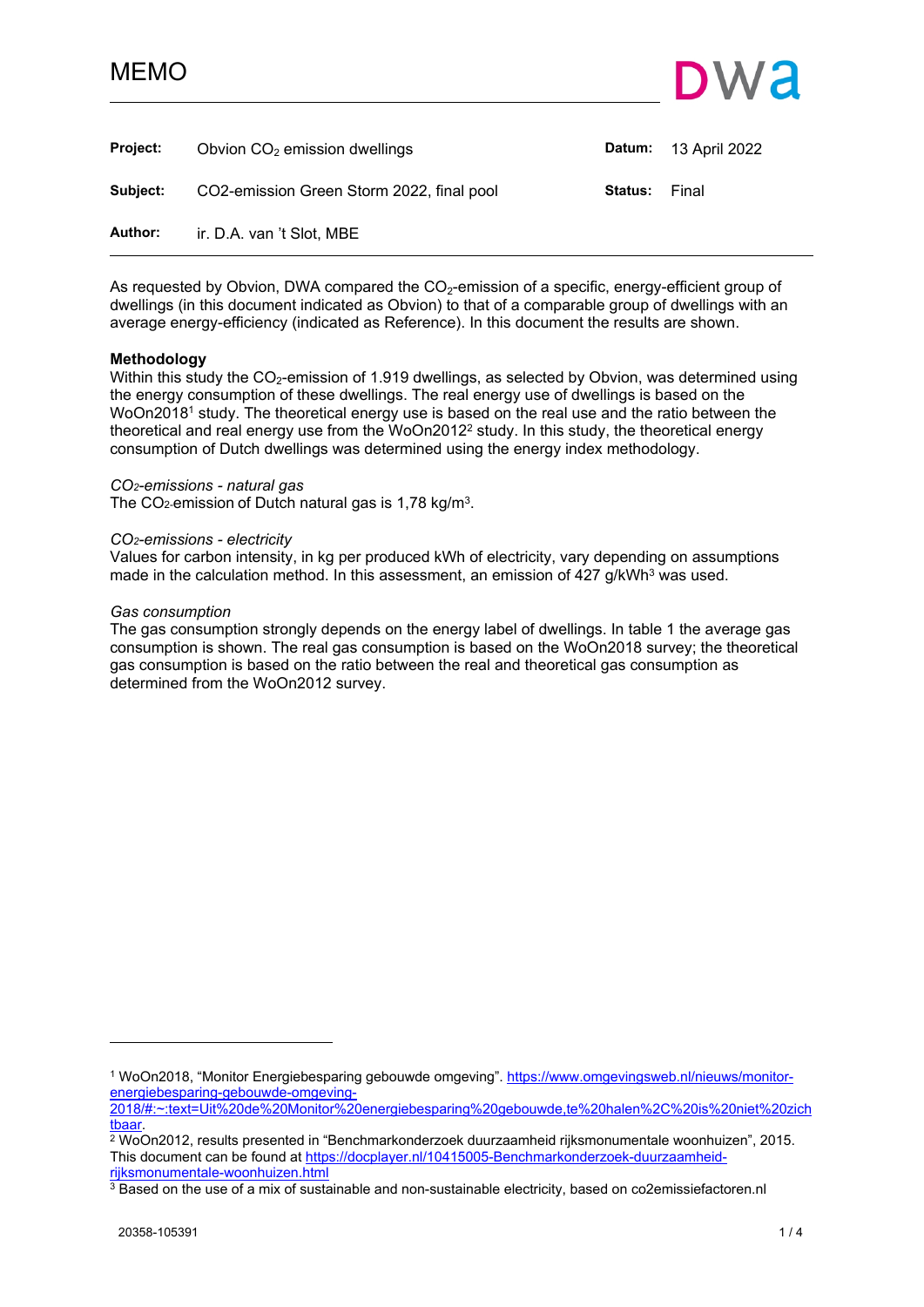# MEMO

| | | | |
|---|---|---|---|
| **Project:** | Obvion $CO_2$ emission dwellings | **Datum:** | 13 April 2022 |
| **Subject:** | CO2-emission Green Storm 2022, final pool | **Status:** | Final |
| **Author:** | ir. D.A. van 't Slot, MBE | | |

As requested by Obvion, DWA compared the $CO_2$-emission of a specific, energy-efficient group of dwellings (in this document indicated as Obvion) to that of a comparable group of dwellings with an average energy-efficiency (indicated as Reference). In this document the results are shown.

**Methodology**

Within this study the $CO_2$-emission of 1.919 dwellings, as selected by Obvion, was determined using the energy consumption of these dwellings. The real energy use of dwellings is based on the WoOn2018[1] study. The theoretical energy use is based on the real use and the ratio between the theoretical and real energy use from the WoOn2012[2] study. In this study, the theoretical energy consumption of Dutch dwellings was determined using the energy index methodology.

*$CO_2$-emissions - natural gas*

The $CO_2$-emission of Dutch natural gas is 1,78 kg/m$^3$.

*$CO_2$-emissions - electricity*

Values for carbon intensity, in kg per produced kWh of electricity, vary depending on assumptions made in the calculation method. In this assessment, an emission of 427 g/kWh[3] was used.

*Gas consumption*

The gas consumption strongly depends on the energy label of dwellings. In table 1 the average gas consumption is shown. The real gas consumption is based on the WoOn2018 survey; the theoretical gas consumption is based on the ratio between the real and theoretical gas consumption as determined from the WoOn2012 survey.

---

[1] WoOn2018, "Monitor Energiebesparing gebouwde omgeving". https://www.omgevingsweb.nl/nieuws/monitor-energiebesparing-gebouwde-omgeving-2018/#:~:text=Uit%20de%20Monitor%20energiebesparing%20gebouwde,te%20halen%2C%20is%20niet%20zichtbaar.

[2] WoOn2012, results presented in "Benchmarkonderzoek duurzaamheid rijksmonumentale woonhuizen", 2015. This document can be found at https://docplayer.nl/10415005-Benchmarkonderzoek-duurzaamheid-rijksmonumentale-woonhuizen.html

[3] Based on the use of a mix of sustainable and non-sustainable electricity, based on co2emissiefactoren.nl

20358-105391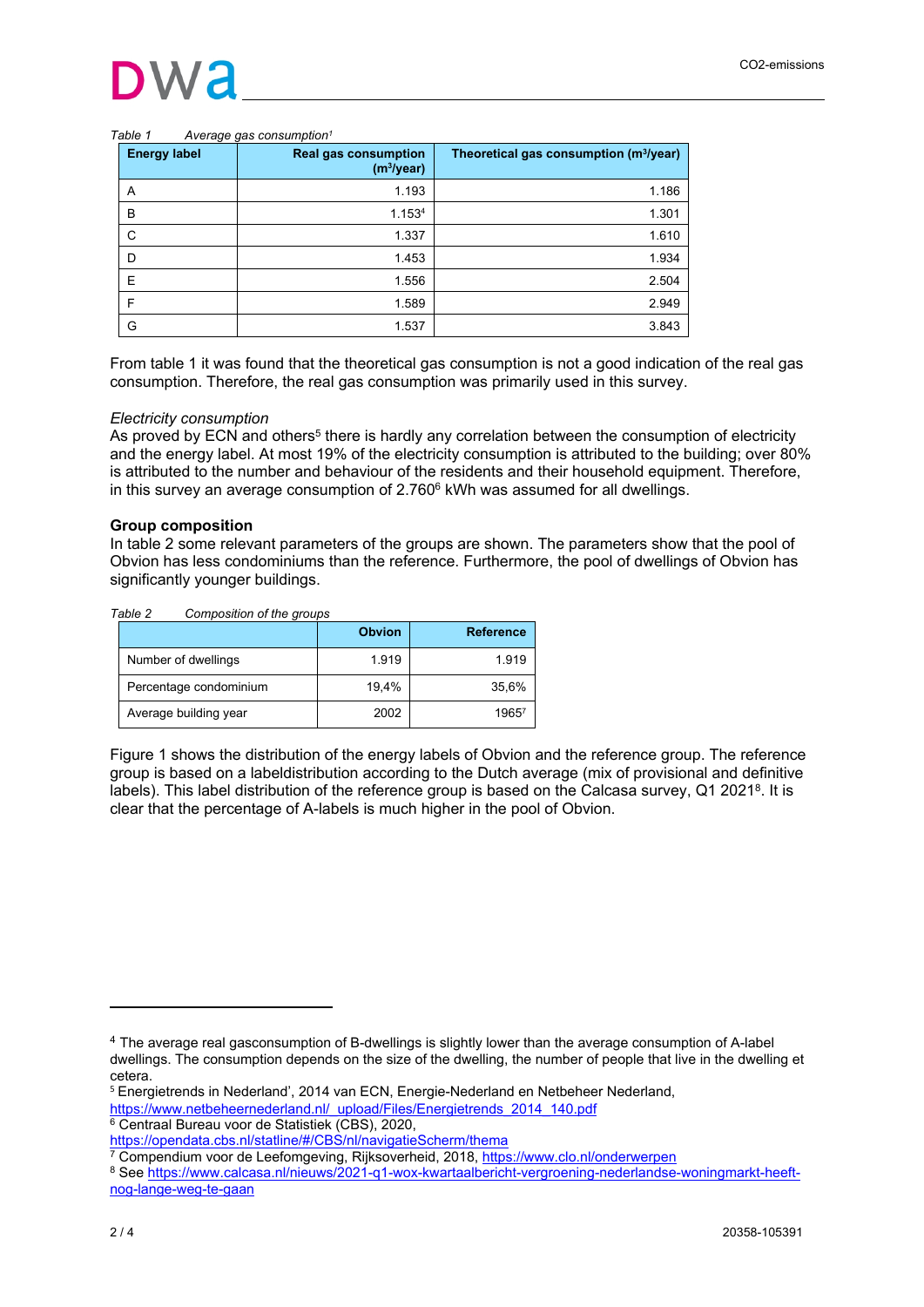*Table 1 Average gas consumption*[1]

| Energy label | Real gas consumption ($m^3$/year) | Theoretical gas consumption ($m^3$/year) |
|---|---|---|
| A | 1.193 | 1.186 |
| B | 1.153[4] | 1.301 |
| C | 1.337 | 1.610 |
| D | 1.453 | 1.934 |
| E | 1.556 | 2.504 |
| F | 1.589 | 2.949 |
| G | 1.537 | 3.843 |

From table 1 it was found that the theoretical gas consumption is not a good indication of the real gas consumption. Therefore, the real gas consumption was primarily used in this survey.

*Electricity consumption*

As proved by ECN and others[5] there is hardly any correlation between the consumption of electricity and the energy label. At most 19% of the electricity consumption is attributed to the building; over 80% is attributed to the number and behaviour of the residents and their household equipment. Therefore, in this survey an average consumption of 2.760[6] kWh was assumed for all dwellings.

**Group composition**

In table 2 some relevant parameters of the groups are shown. The parameters show that the pool of Obvion has less condominiums than the reference. Furthermore, the pool of dwellings of Obvion has significantly younger buildings.

*Table 2 Composition of the groups*

| | Obvion | Reference |
|---|---|---|
| Number of dwellings | 1.919 | 1.919 |
| Percentage condominium | 19,4% | 35,6% |
| Average building year | 2002 | 1965[7] |

Figure 1 shows the distribution of the energy labels of Obvion and the reference group. The reference group is based on a labeldistribution according to the Dutch average (mix of provisional and definitive labels). This label distribution of the reference group is based on the Calcasa survey, Q1 2021[8]. It is clear that the percentage of A-labels is much higher in the pool of Obvion.

---

[4] The average real gasconsumption of B-dwellings is slightly lower than the average consumption of A-label dwellings. The consumption depends on the size of the dwelling, the number of people that live in the dwelling et cetera.

[5] Energietrends in Nederland', 2014 van ECN, Energie-Nederland en Netbeheer Nederland, https://www.netbeheernederland.nl/_upload/Files/Energietrends_2014_140.pdf

[6] Centraal Bureau voor de Statistiek (CBS), 2020, https://opendata.cbs.nl/statline/#/CBS/nl/navigatieScherm/thema

[7] Compendium voor de Leefomgeving, Rijksoverheid, 2018, https://www.clo.nl/onderwerpen

[8] See https://www.calcasa.nl/nieuws/2021-q1-wox-kwartaalbericht-vergroening-nederlandse-woningmarkt-heeft-nog-lange-weg-te-gaan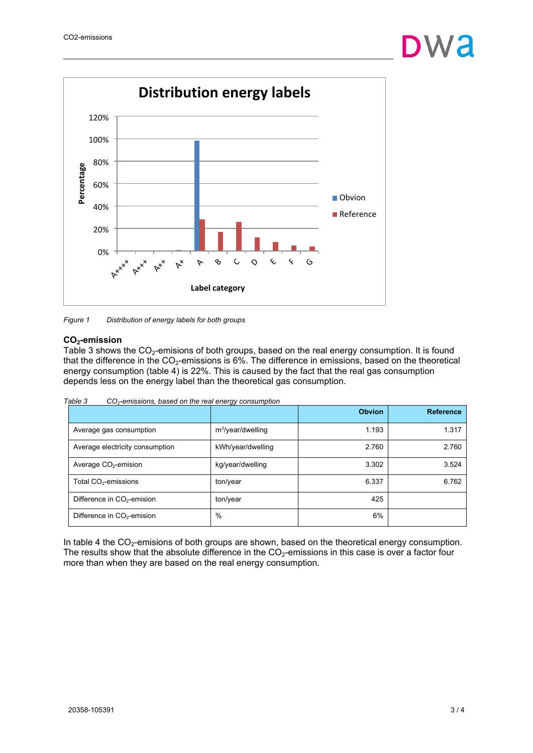Figure 1 Distribution of energy labels for both groups

## $CO_2$-emission

Table 3 shows the $CO_2$-emisions of both groups, based on the real energy consumption. It is found that the difference in the $CO_2$-emissions is 6%. The difference in emissions, based on the theoretical energy consumption (table 4) is 22%. This is caused by the fact that the real gas consumption depends less on the energy label than the theoretical gas consumption.

*Table 3 $CO_2$-emissions, based on the real energy consumption*

| | | Obvion | Reference |
|---|---|---|---|
| Average gas consumption | $m^3$/year/dwelling | 1.193 | 1.317 |
| Average electricity consumption | kWh/year/dwelling | 2.760 | 2.760 |
| Average $CO_2$-emision | kg/year/dwelling | 3.302 | 3.524 |
| Total $CO_2$-emissions | ton/year | 6.337 | 6.762 |
| Difference in $CO_2$-emision | ton/year | 425 | |
| Difference in $CO_2$-emision | % | 6% | |

In table 4 the $CO_2$-emisions of both groups are shown, based on the theoretical energy consumption. The results show that the absolute difference in the $CO_2$-emissions in this case is over a factor four more than when they are based on the real energy consumption.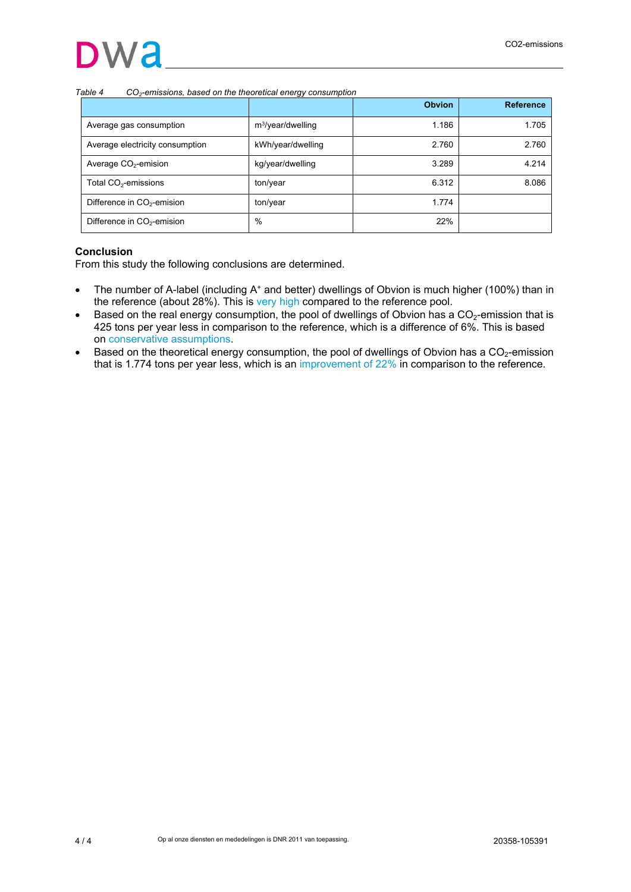*Table 4 $CO_2$-emissions, based on the theoretical energy consumption*

| | | Obvion | Reference |
|---|---|---|---|
| Average gas consumption | $m^3$/year/dwelling | 1.186 | 1.705 |
| Average electricity consumption | kWh/year/dwelling | 2.760 | 2.760 |
| Average $CO_2$-emision | kg/year/dwelling | 3.289 | 4.214 |
| Total $CO_2$-emissions | ton/year | 6.312 | 8.086 |
| Difference in $CO_2$-emision | ton/year | 1.774 | |
| Difference in $CO_2$-emision | % | 22% | |

**Conclusion**

From this study the following conclusions are determined.

- The number of A-label (including $A^+$ and better) dwellings of Obvion is much higher (100%) than in the reference (about 28%). This is very high compared to the reference pool.
- Based on the real energy consumption, the pool of dwellings of Obvion has a $CO_2$-emission that is 425 tons per year less in comparison to the reference, which is a difference of 6%. This is based on conservative assumptions.
- Based on the theoretical energy consumption, the pool of dwellings of Obvion has a $CO_2$-emission that is 1.774 tons per year less, which is an improvement of 22% in comparison to the reference.